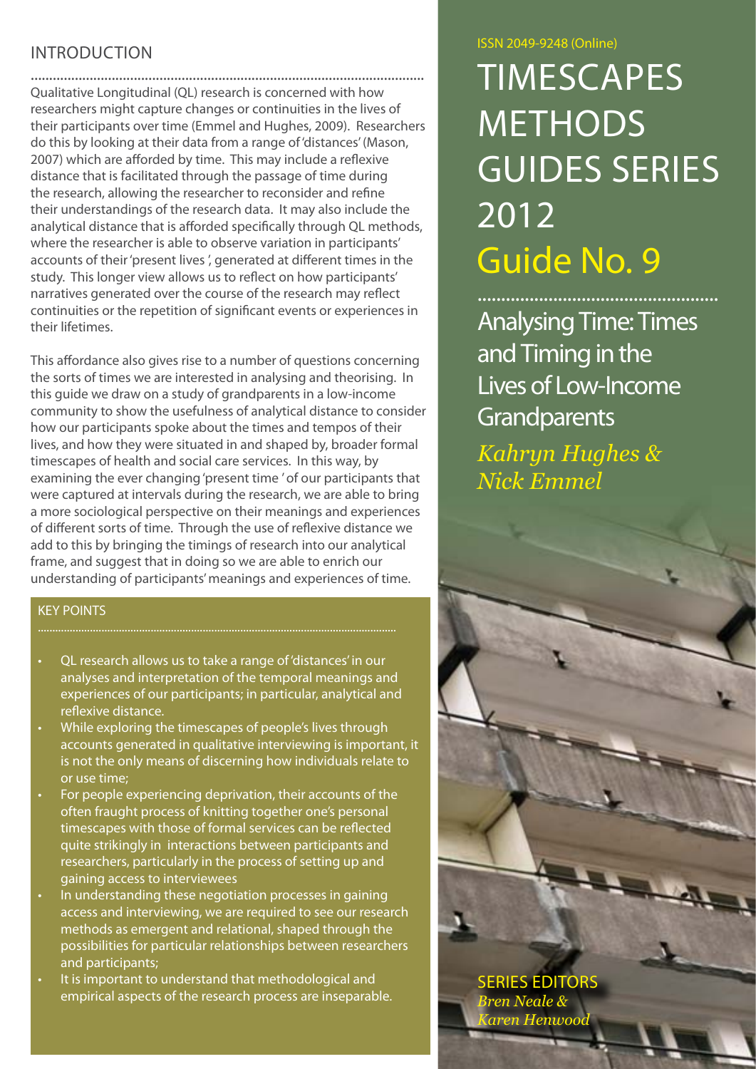ISSN 2049-9248 (Online)

# TIMESCAPES METHODS GUIDES SERIES 2012

# Guide No. 9

## Analysing Time: Times and Timing in the Lives of Low-Income Grandparents

*Kahryn Hughes & Nick Emmel*

SERIES EDITORS
*Bren Neale & Karen Henwood*

## INTRODUCTION

Qualitative Longitudinal (QL) research is concerned with how researchers might capture changes or continuities in the lives of their participants over time (Emmel and Hughes, 2009). Researchers do this by looking at their data from a range of 'distances' (Mason, 2007) which are afforded by time. This may include a reflexive distance that is facilitated through the passage of time during the research, allowing the researcher to reconsider and refine their understandings of the research data. It may also include the analytical distance that is afforded specifically through QL methods, where the researcher is able to observe variation in participants' accounts of their 'present lives ', generated at different times in the study. This longer view allows us to reflect on how participants' narratives generated over the course of the research may reflect continuities or the repetition of significant events or experiences in their lifetimes.

This affordance also gives rise to a number of questions concerning the sorts of times we are interested in analysing and theorising. In this guide we draw on a study of grandparents in a low-income community to show the usefulness of analytical distance to consider how our participants spoke about the times and tempos of their lives, and how they were situated in and shaped by, broader formal timescapes of health and social care services. In this way, by examining the ever changing 'present time ' of our participants that were captured at intervals during the research, we are able to bring a more sociological perspective on their meanings and experiences of different sorts of time. Through the use of reflexive distance we add to this by bringing the timings of research into our analytical frame, and suggest that in doing so we are able to enrich our understanding of participants' meanings and experiences of time.

### KEY POINTS

- QL research allows us to take a range of 'distances' in our analyses and interpretation of the temporal meanings and experiences of our participants; in particular, analytical and reflexive distance.
- While exploring the timescapes of people's lives through accounts generated in qualitative interviewing is important, it is not the only means of discerning how individuals relate to or use time;
- For people experiencing deprivation, their accounts of the often fraught process of knitting together one's personal timescapes with those of formal services can be reflected quite strikingly in interactions between participants and researchers, particularly in the process of setting up and gaining access to interviewees
- In understanding these negotiation processes in gaining access and interviewing, we are required to see our research methods as emergent and relational, shaped through the possibilities for particular relationships between researchers and participants;
- It is important to understand that methodological and empirical aspects of the research process are inseparable.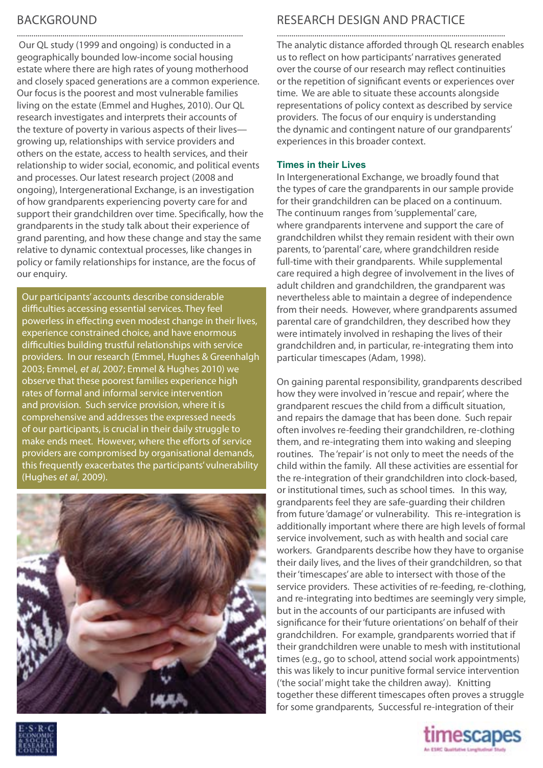## BACKGROUND

Our QL study (1999 and ongoing) is conducted in a geographically bounded low-income social housing estate where there are high rates of young motherhood and closely spaced generations are a common experience. Our focus is the poorest and most vulnerable families living on the estate (Emmel and Hughes, 2010). Our QL research investigates and interprets their accounts of the texture of poverty in various aspects of their lives—growing up, relationships with service providers and others on the estate, access to health services, and their relationship to wider social, economic, and political events and processes. Our latest research project (2008 and ongoing), Intergenerational Exchange, is an investigation of how grandparents experiencing poverty care for and support their grandchildren over time. Specifically, how the grandparents in the study talk about their experience of grand parenting, and how these change and stay the same relative to dynamic contextual processes, like changes in policy or family relationships for instance, are the focus of our enquiry.

Our participants' accounts describe considerable difficulties accessing essential services. They feel powerless in effecting even modest change in their lives, experience constrained choice, and have enormous difficulties building trustful relationships with service providers. In our research (Emmel, Hughes & Greenhalgh 2003; Emmel, *et al*, 2007; Emmel & Hughes 2010) we observe that these poorest families experience high rates of formal and informal service intervention and provision. Such service provision, where it is comprehensive and addresses the expressed needs of our participants, is crucial in their daily struggle to make ends meet. However, where the efforts of service providers are compromised by organisational demands, this frequently exacerbates the participants' vulnerability (Hughes *et al*, 2009).

## RESEARCH DESIGN AND PRACTICE

The analytic distance afforded through QL research enables us to reflect on how participants' narratives generated over the course of our research may reflect continuities or the repetition of significant events or experiences over time. We are able to situate these accounts alongside representations of policy context as described by service providers. The focus of our enquiry is understanding the dynamic and contingent nature of our grandparents' experiences in this broader context.

### Times in their Lives

In Intergenerational Exchange, we broadly found that the types of care the grandparents in our sample provide for their grandchildren can be placed on a continuum. The continuum ranges from 'supplemental' care, where grandparents intervene and support the care of grandchildren whilst they remain resident with their own parents, to 'parental' care, where grandchildren reside full-time with their grandparents. While supplemental care required a high degree of involvement in the lives of adult children and grandchildren, the grandparent was nevertheless able to maintain a degree of independence from their needs. However, where grandparents assumed parental care of grandchildren, they described how they were intimately involved in reshaping the lives of their grandchildren and, in particular, re-integrating them into particular timescapes (Adam, 1998).

On gaining parental responsibility, grandparents described how they were involved in 'rescue and repair', where the grandparent rescues the child from a difficult situation, and repairs the damage that has been done. Such repair often involves re-feeding their grandchildren, re-clothing them, and re-integrating them into waking and sleeping routines. The 'repair' is not only to meet the needs of the child within the family. All these activities are essential for the re-integration of their grandchildren into clock-based, or institutional times, such as school times. In this way, grandparents feel they are safe-guarding their children from future 'damage' or vulnerability. This re-integration is additionally important where there are high levels of formal service involvement, such as with health and social care workers. Grandparents describe how they have to organise their daily lives, and the lives of their grandchildren, so that their 'timescapes' are able to intersect with those of the service providers. These activities of re-feeding, re-clothing, and re-integrating into bedtimes are seemingly very simple, but in the accounts of our participants are infused with significance for their 'future orientations' on behalf of their grandchildren. For example, grandparents worried that if their grandchildren were unable to mesh with institutional times (e.g., go to school, attend social work appointments) this was likely to incur punitive formal service intervention ('the social' might take the children away). Knitting together these different timescapes often proves a struggle for some grandparents, Successful re-integration of their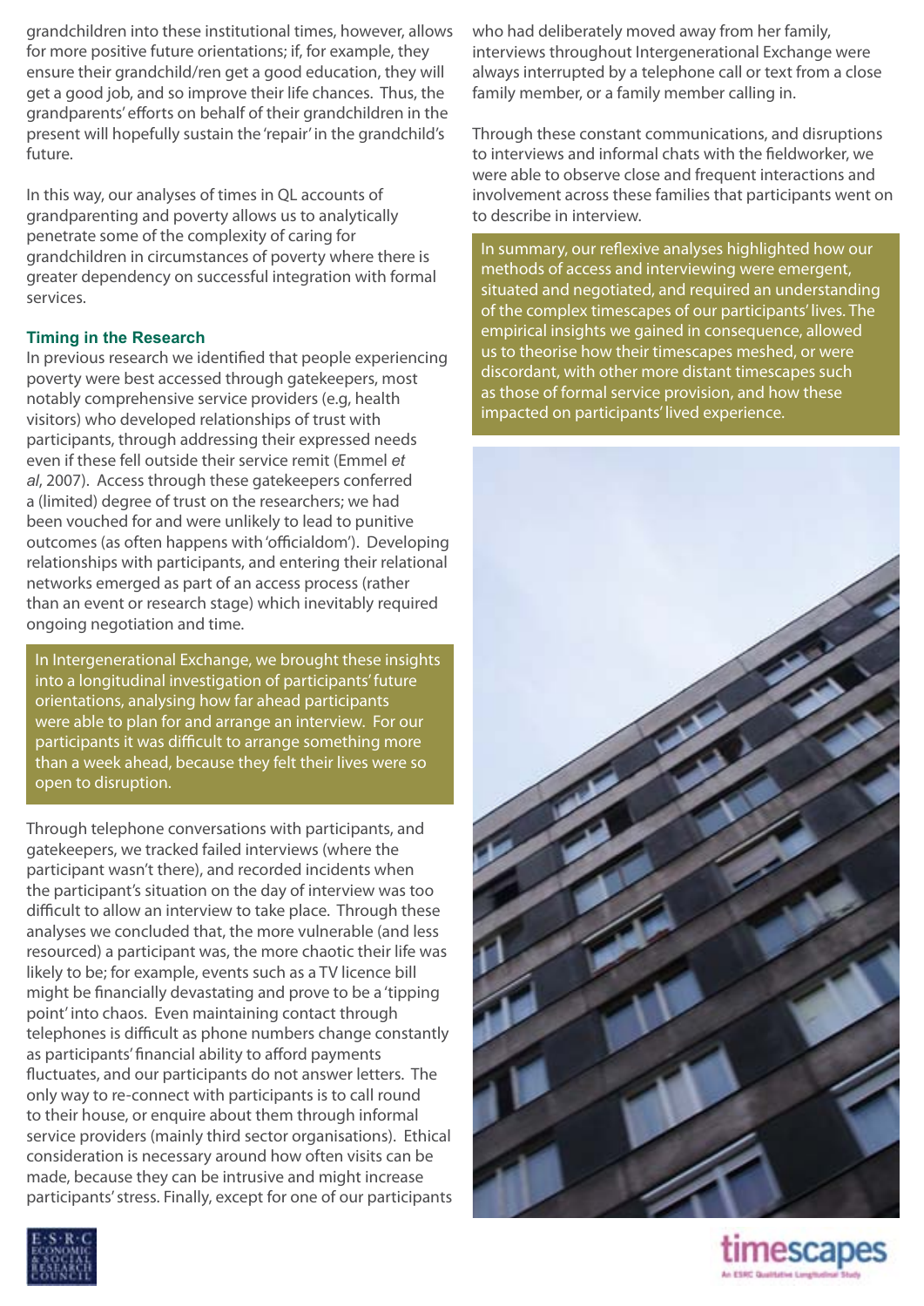grandchildren into these institutional times, however, allows for more positive future orientations; if, for example, they ensure their grandchild/ren get a good education, they will get a good job, and so improve their life chances. Thus, the grandparents' efforts on behalf of their grandchildren in the present will hopefully sustain the 'repair' in the grandchild's future.

In this way, our analyses of times in QL accounts of grandparenting and poverty allows us to analytically penetrate some of the complexity of caring for grandchildren in circumstances of poverty where there is greater dependency on successful integration with formal services.

### Timing in the Research

In previous research we identified that people experiencing poverty were best accessed through gatekeepers, most notably comprehensive service providers (e.g, health visitors) who developed relationships of trust with participants, through addressing their expressed needs even if these fell outside their service remit (Emmel *et al*, 2007). Access through these gatekeepers conferred a (limited) degree of trust on the researchers; we had been vouched for and were unlikely to lead to punitive outcomes (as often happens with 'officialdom'). Developing relationships with participants, and entering their relational networks emerged as part of an access process (rather than an event or research stage) which inevitably required ongoing negotiation and time.

In Intergenerational Exchange, we brought these insights into a longitudinal investigation of participants' future orientations, analysing how far ahead participants were able to plan for and arrange an interview. For our participants it was difficult to arrange something more than a week ahead, because they felt their lives were so open to disruption.

Through telephone conversations with participants, and gatekeepers, we tracked failed interviews (where the participant wasn't there), and recorded incidents when the participant's situation on the day of interview was too difficult to allow an interview to take place. Through these analyses we concluded that, the more vulnerable (and less resourced) a participant was, the more chaotic their life was likely to be; for example, events such as a TV licence bill might be financially devastating and prove to be a 'tipping point' into chaos. Even maintaining contact through telephones is difficult as phone numbers change constantly as participants' financial ability to afford payments fluctuates, and our participants do not answer letters. The only way to re-connect with participants is to call round to their house, or enquire about them through informal service providers (mainly third sector organisations). Ethical consideration is necessary around how often visits can be made, because they can be intrusive and might increase participants' stress. Finally, except for one of our participants who had deliberately moved away from her family, interviews throughout Intergenerational Exchange were always interrupted by a telephone call or text from a close family member, or a family member calling in.

Through these constant communications, and disruptions to interviews and informal chats with the fieldworker, we were able to observe close and frequent interactions and involvement across these families that participants went on to describe in interview.

In summary, our reflexive analyses highlighted how our methods of access and interviewing were emergent, situated and negotiated, and required an understanding of the complex timescapes of our participants' lives. The empirical insights we gained in consequence, allowed us to theorise how their timescapes meshed, or were discordant, with other more distant timescapes such as those of formal service provision, and how these impacted on participants' lived experience.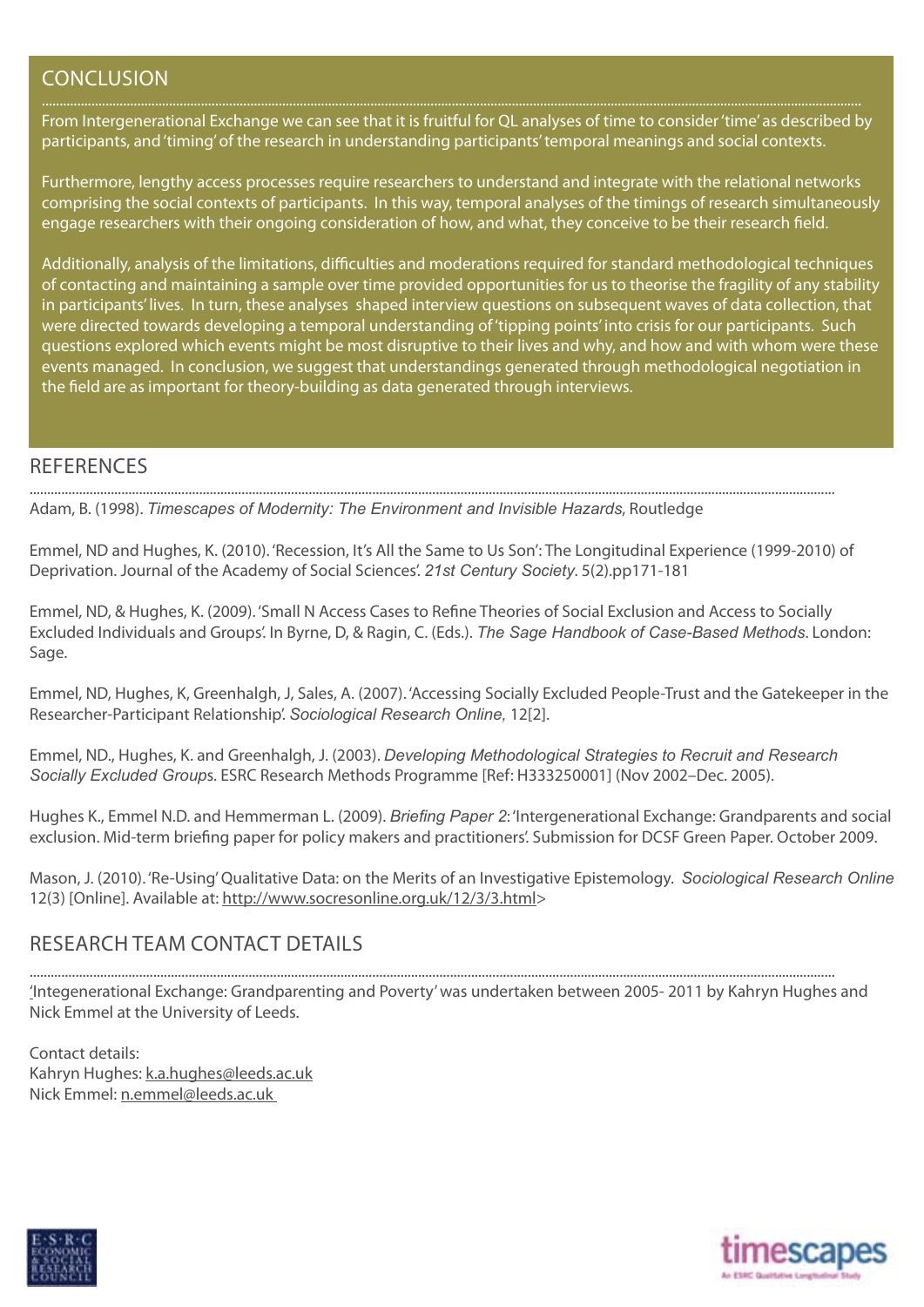## CONCLUSION

From Intergenerational Exchange we can see that it is fruitful for QL analyses of time to consider 'time' as described by participants, and 'timing' of the research in understanding participants' temporal meanings and social contexts.

Furthermore, lengthy access processes require researchers to understand and integrate with the relational networks comprising the social contexts of participants. In this way, temporal analyses of the timings of research simultaneously engage researchers with their ongoing consideration of how, and what, they conceive to be their research field.

Additionally, analysis of the limitations, difficulties and moderations required for standard methodological techniques of contacting and maintaining a sample over time provided opportunities for us to theorise the fragility of any stability in participants' lives. In turn, these analyses shaped interview questions on subsequent waves of data collection, that were directed towards developing a temporal understanding of 'tipping points' into crisis for our participants. Such questions explored which events might be most disruptive to their lives and why, and how and with whom were these events managed. In conclusion, we suggest that understandings generated through methodological negotiation in the field are as important for theory-building as data generated through interviews.

## REFERENCES

Adam, B. (1998). *Timescapes of Modernity: The Environment and Invisible Hazards*, Routledge

Emmel, ND and Hughes, K. (2010). 'Recession, It's All the Same to Us Son': The Longitudinal Experience (1999-2010) of Deprivation. Journal of the Academy of Social Sciences'. *21st Century Society*. 5(2).pp171-181

Emmel, ND, & Hughes, K. (2009). 'Small N Access Cases to Refine Theories of Social Exclusion and Access to Socially Excluded Individuals and Groups'. In Byrne, D, & Ragin, C. (Eds.). *The Sage Handbook of Case-Based Methods*. London: Sage.

Emmel, ND, Hughes, K, Greenhalgh, J, Sales, A. (2007). 'Accessing Socially Excluded People-Trust and the Gatekeeper in the Researcher-Participant Relationship'. *Sociological Research Online*, 12[2].

Emmel, ND., Hughes, K. and Greenhalgh, J. (2003). *Developing Methodological Strategies to Recruit and Research Socially Excluded Groups*. ESRC Research Methods Programme [Ref: H333250001] (Nov 2002–Dec. 2005).

Hughes K., Emmel N.D. and Hemmerman L. (2009). *Briefing Paper 2*: 'Intergenerational Exchange: Grandparents and social exclusion. Mid-term briefing paper for policy makers and practitioners'. Submission for DCSF Green Paper. October 2009.

Mason, J. (2010). 'Re-Using' Qualitative Data: on the Merits of an Investigative Epistemology. *Sociological Research Online* 12(3) [Online]. Available at: http://www.socresonline.org.uk/12/3/3.html>

## RESEARCH TEAM CONTACT DETAILS

'Integenerational Exchange: Grandparenting and Poverty' was undertaken between 2005- 2011 by Kahryn Hughes and Nick Emmel at the University of Leeds.

Contact details:
Kahryn Hughes: k.a.hughes@leeds.ac.uk
Nick Emmel: n.emmel@leeds.ac.uk